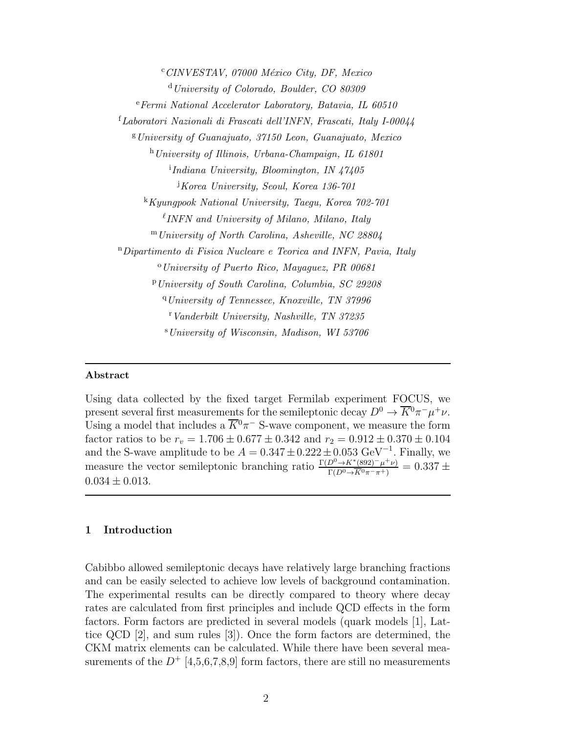[c] *CINVESTAV, 07000 México City, DF, Mexico*

[d] *University of Colorado, Boulder, CO 80309*

[e] *Fermi National Accelerator Laboratory, Batavia, IL 60510*

[f] *Laboratori Nazionali di Frascati dell'INFN, Frascati, Italy I-00044*

[g] *University of Guanajuato, 37150 Leon, Guanajuato, Mexico*

[h] *University of Illinois, Urbana-Champaign, IL 61801*

[i] *Indiana University, Bloomington, IN 47405*

[j] *Korea University, Seoul, Korea 136-701*

[k] *Kyungpook National University, Taegu, Korea 702-701*

[ℓ] *INFN and University of Milano, Milano, Italy*

[m] *University of North Carolina, Asheville, NC 28804*

[n] *Dipartimento di Fisica Nucleare e Teorica and INFN, Pavia, Italy*

[o] *University of Puerto Rico, Mayaguez, PR 00681*

[p] *University of South Carolina, Columbia, SC 29208*

[q] *University of Tennessee, Knoxville, TN 37996*

[r] *Vanderbilt University, Nashville, TN 37235*

[s] *University of Wisconsin, Madison, WI 53706*

---

**Abstract**

Using data collected by the fixed target Fermilab experiment FOCUS, we present several first measurements for the semileptonic decay $D^0 \to \overline{K}^0\pi^-\mu^+\nu$. Using a model that includes a $\overline{K}^0\pi^-$ S-wave component, we measure the form factor ratios to be $r_v = 1.706 \pm 0.677 \pm 0.342$ and $r_2 = 0.912 \pm 0.370 \pm 0.104$ and the S-wave amplitude to be $A = 0.347 \pm 0.222 \pm 0.053$ GeV$^{-1}$. Finally, we measure the vector semileptonic branching ratio $\frac{\Gamma(D^0 \to K^*(892)^- \mu^+\nu)}{\Gamma(D^0 \to \overline{K}^0\pi^-\pi^+)} = 0.337 \pm 0.034 \pm 0.013$.

---

## 1 Introduction

Cabibbo allowed semileptonic decays have relatively large branching fractions and can be easily selected to achieve low levels of background contamination. The experimental results can be directly compared to theory where decay rates are calculated from first principles and include QCD effects in the form factors. Form factors are predicted in several models (quark models [1], Lattice QCD [2], and sum rules [3]). Once the form factors are determined, the CKM matrix elements can be calculated. While there have been several measurements of the $D^+$ [4,5,6,7,8,9] form factors, there are still no measurements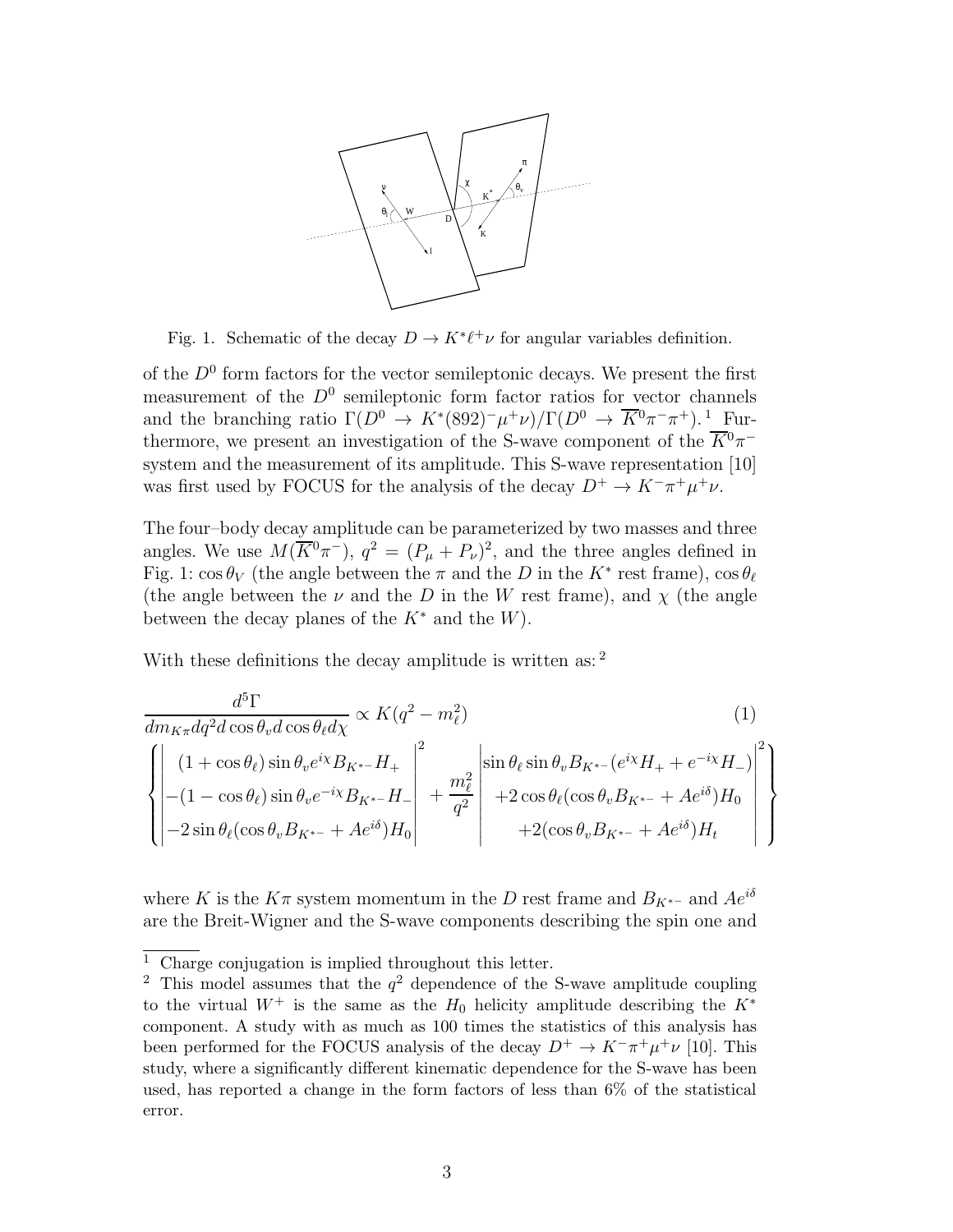Fig. 1. Schematic of the decay $D \to K^* \ell^+ \nu$ for angular variables definition.

of the $D^0$ form factors for the vector semileptonic decays. We present the first measurement of the $D^0$ semileptonic form factor ratios for vector channels and the branching ratio $\Gamma(D^0 \to K^*(892)^- \mu^+ \nu)/\Gamma(D^0 \to \overline{K}^0 \pi^- \pi^+)$. [1] Furthermore, we present an investigation of the S-wave component of the $\overline{K}^0 \pi^-$ system and the measurement of its amplitude. This S-wave representation [10] was first used by FOCUS for the analysis of the decay $D^+ \to K^- \pi^+ \mu^+ \nu$.

The four–body decay amplitude can be parameterized by two masses and three angles. We use $M(\overline{K}^0 \pi^-)$, $q^2 = (P_\mu + P_\nu)^2$, and the three angles defined in Fig. 1: $\cos\theta_V$ (the angle between the $\pi$ and the $D$ in the $K^*$ rest frame), $\cos\theta_\ell$ (the angle between the $\nu$ and the $D$ in the $W$ rest frame), and $\chi$ (the angle between the decay planes of the $K^*$ and the $W$).

With these definitions the decay amplitude is written as: [2]

$$
\frac{d^5\Gamma}{dm_{K\pi} dq^2 d\cos\theta_v d\cos\theta_\ell d\chi} \propto K(q^2 - m_\ell^2) \tag{1}
$$

$$
\left\{ \left| \begin{matrix} (1+\cos\theta_\ell)\sin\theta_v e^{i\chi} B_{K^{*-}} H_+ \\ -(1-\cos\theta_\ell)\sin\theta_v e^{-i\chi} B_{K^{*-}} H_- \\ -2\sin\theta_\ell(\cos\theta_v B_{K^{*-}} + Ae^{i\delta}) H_0 \end{matrix} \right|^2 + \frac{m_\ell^2}{q^2} \left| \begin{matrix} \sin\theta_\ell \sin\theta_v B_{K^{*-}} (e^{i\chi} H_+ + e^{-i\chi} H_-) \\ +2\cos\theta_\ell(\cos\theta_v B_{K^{*-}} + Ae^{i\delta}) H_0 \\ +2(\cos\theta_v B_{K^{*-}} + Ae^{i\delta}) H_t \end{matrix} \right|^2 \right\}
$$

where $K$ is the $K\pi$ system momentum in the $D$ rest frame and $B_{K^{*-}}$ and $Ae^{i\delta}$ are the Breit-Wigner and the S-wave components describing the spin one and

---

[1] Charge conjugation is implied throughout this letter.

[2] This model assumes that the $q^2$ dependence of the S-wave amplitude coupling to the virtual $W^+$ is the same as the $H_0$ helicity amplitude describing the $K^*$ component. A study with as much as 100 times the statistics of this analysis has been performed for the FOCUS analysis of the decay $D^+ \to K^- \pi^+ \mu^+ \nu$ [10]. This study, where a significantly different kinematic dependence for the S-wave has been used, has reported a change in the form factors of less than 6% of the statistical error.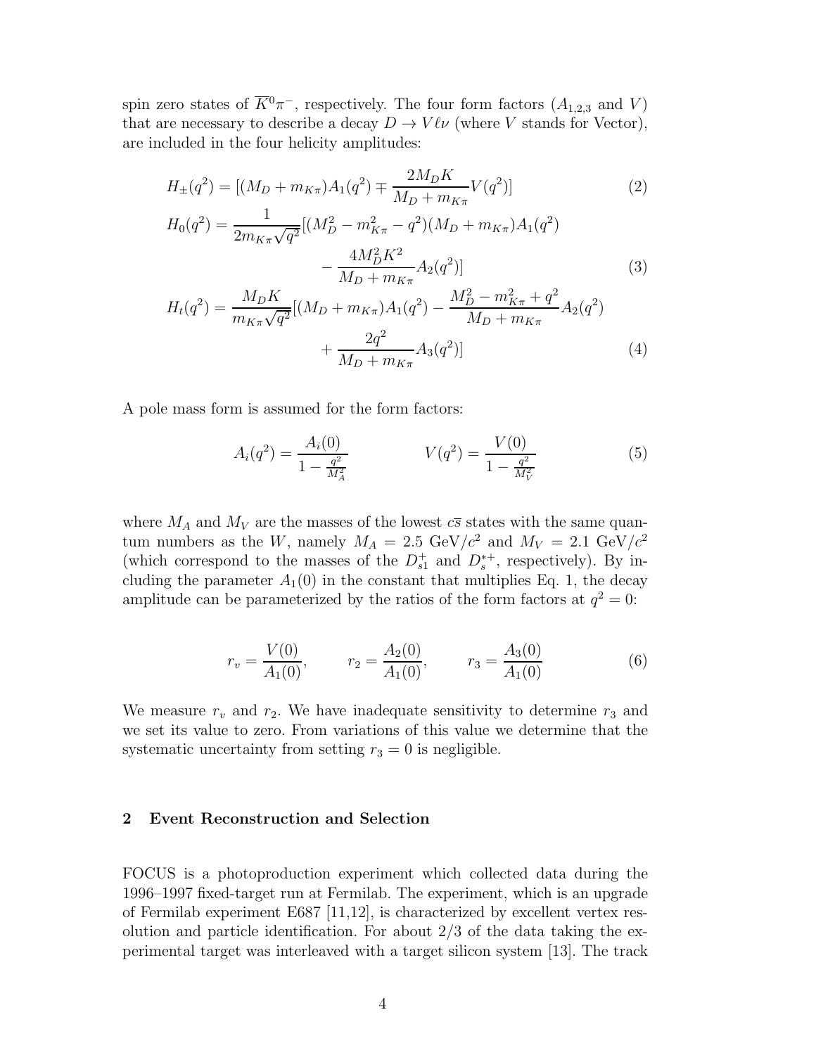spin zero states of $\overline{K}^0\pi^-$, respectively. The four form factors ($A_{1,2,3}$ and $V$) that are necessary to describe a decay $D \to V\ell\nu$ (where $V$ stands for Vector), are included in the four helicity amplitudes:

$$H_\pm(q^2) = [(M_D + m_{K\pi})A_1(q^2) \mp \frac{2M_D K}{M_D + m_{K\pi}} V(q^2)] \tag{2}$$

$$H_0(q^2) = \frac{1}{2m_{K\pi}\sqrt{q^2}}[(M_D^2 - m_{K\pi}^2 - q^2)(M_D + m_{K\pi})A_1(q^2) - \frac{4M_D^2 K^2}{M_D + m_{K\pi}} A_2(q^2)] \tag{3}$$

$$H_t(q^2) = \frac{M_D K}{m_{K\pi}\sqrt{q^2}}[(M_D + m_{K\pi})A_1(q^2) - \frac{M_D^2 - m_{K\pi}^2 + q^2}{M_D + m_{K\pi}} A_2(q^2) + \frac{2q^2}{M_D + m_{K\pi}} A_3(q^2)] \tag{4}$$

A pole mass form is assumed for the form factors:

$$A_i(q^2) = \frac{A_i(0)}{1 - \frac{q^2}{M_A^2}} \qquad\qquad V(q^2) = \frac{V(0)}{1 - \frac{q^2}{M_V^2}} \tag{5}$$

where $M_A$ and $M_V$ are the masses of the lowest $c\overline{s}$ states with the same quantum numbers as the $W$, namely $M_A = 2.5$ GeV/$c^2$ and $M_V = 2.1$ GeV/$c^2$ (which correspond to the masses of the $D_{s1}^+$ and $D_s^{*+}$, respectively). By including the parameter $A_1(0)$ in the constant that multiplies Eq. 1, the decay amplitude can be parameterized by the ratios of the form factors at $q^2 = 0$:

$$r_v = \frac{V(0)}{A_1(0)}, \qquad r_2 = \frac{A_2(0)}{A_1(0)}, \qquad r_3 = \frac{A_3(0)}{A_1(0)} \tag{6}$$

We measure $r_v$ and $r_2$. We have inadequate sensitivity to determine $r_3$ and we set its value to zero. From variations of this value we determine that the systematic uncertainty from setting $r_3 = 0$ is negligible.

## 2 Event Reconstruction and Selection

FOCUS is a photoproduction experiment which collected data during the 1996–1997 fixed-target run at Fermilab. The experiment, which is an upgrade of Fermilab experiment E687 [11,12], is characterized by excellent vertex resolution and particle identification. For about 2/3 of the data taking the experimental target was interleaved with a target silicon system [13]. The track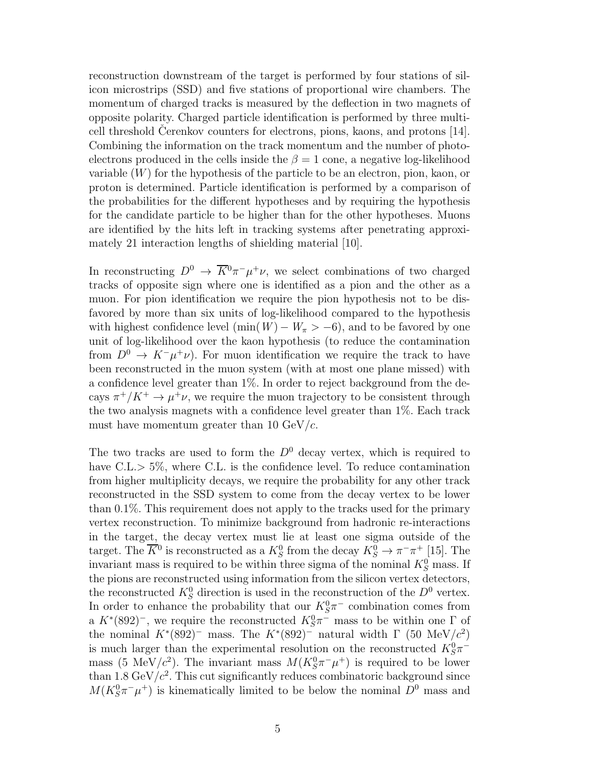reconstruction downstream of the target is performed by four stations of silicon microstrips (SSD) and five stations of proportional wire chambers. The momentum of charged tracks is measured by the deflection in two magnets of opposite polarity. Charged particle identification is performed by three multi-cell threshold Čerenkov counters for electrons, pions, kaons, and protons [14]. Combining the information on the track momentum and the number of photo-electrons produced in the cells inside the $\beta = 1$ cone, a negative log-likelihood variable ($W$) for the hypothesis of the particle to be an electron, pion, kaon, or proton is determined. Particle identification is performed by a comparison of the probabilities for the different hypotheses and by requiring the hypothesis for the candidate particle to be higher than for the other hypotheses. Muons are identified by the hits left in tracking systems after penetrating approximately 21 interaction lengths of shielding material [10].

In reconstructing $D^0 \to \overline{K}^0 \pi^- \mu^+ \nu$, we select combinations of two charged tracks of opposite sign where one is identified as a pion and the other as a muon. For pion identification we require the pion hypothesis not to be disfavored by more than six units of log-likelihood compared to the hypothesis with highest confidence level ($\min(W) - W_\pi > -6$), and to be favored by one unit of log-likelihood over the kaon hypothesis (to reduce the contamination from $D^0 \to K^- \mu^+ \nu$). For muon identification we require the track to have been reconstructed in the muon system (with at most one plane missed) with a confidence level greater than 1%. In order to reject background from the decays $\pi^+/K^+ \to \mu^+ \nu$, we require the muon trajectory to be consistent through the two analysis magnets with a confidence level greater than 1%. Each track must have momentum greater than 10 GeV/$c$.

The two tracks are used to form the $D^0$ decay vertex, which is required to have C.L.$>$ 5%, where C.L. is the confidence level. To reduce contamination from higher multiplicity decays, we require the probability for any other track reconstructed in the SSD system to come from the decay vertex to be lower than 0.1%. This requirement does not apply to the tracks used for the primary vertex reconstruction. To minimize background from hadronic re-interactions in the target, the decay vertex must lie at least one sigma outside of the target. The $\overline{K}^0$ is reconstructed as a $K^0_S$ from the decay $K^0_S \to \pi^- \pi^+$ [15]. The invariant mass is required to be within three sigma of the nominal $K^0_S$ mass. If the pions are reconstructed using information from the silicon vertex detectors, the reconstructed $K^0_S$ direction is used in the reconstruction of the $D^0$ vertex. In order to enhance the probability that our $K^0_S \pi^-$ combination comes from a $K^*(892)^-$, we require the reconstructed $K^0_S \pi^-$ mass to be within one $\Gamma$ of the nominal $K^*(892)^-$ mass. The $K^*(892)^-$ natural width $\Gamma$ (50 MeV/$c^2$) is much larger than the experimental resolution on the reconstructed $K^0_S \pi^-$ mass (5 MeV/$c^2$). The invariant mass $M(K^0_S \pi^- \mu^+)$ is required to be lower than 1.8 GeV/$c^2$. This cut significantly reduces combinatoric background since $M(K^0_S \pi^- \mu^+)$ is kinematically limited to be below the nominal $D^0$ mass and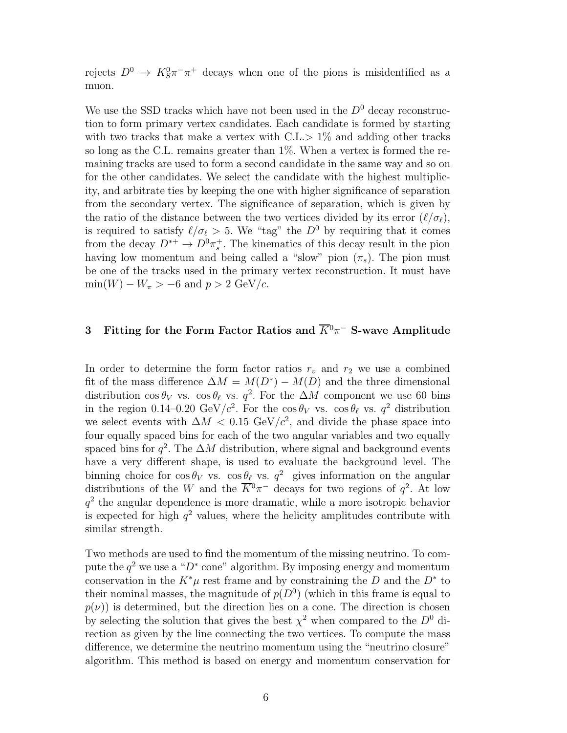rejects $D^0 \to K_S^0\pi^-\pi^+$ decays when one of the pions is misidentified as a muon.

We use the SSD tracks which have not been used in the $D^0$ decay reconstruction to form primary vertex candidates. Each candidate is formed by starting with two tracks that make a vertex with C.L.$> 1\%$ and adding other tracks so long as the C.L. remains greater than 1%. When a vertex is formed the remaining tracks are used to form a second candidate in the same way and so on for the other candidates. We select the candidate with the highest multiplicity, and arbitrate ties by keeping the one with higher significance of separation from the secondary vertex. The significance of separation, which is given by the ratio of the distance between the two vertices divided by its error ($\ell/\sigma_\ell$), is required to satisfy $\ell/\sigma_\ell > 5$. We "tag" the $D^0$ by requiring that it comes from the decay $D^{*+} \to D^0\pi_s^+$. The kinematics of this decay result in the pion having low momentum and being called a "slow" pion ($\pi_s$). The pion must be one of the tracks used in the primary vertex reconstruction. It must have $\min(W) - W_\pi > -6$ and $p > 2$ GeV/$c$.

## 3 Fitting for the Form Factor Ratios and $\overline{K}^0\pi^-$ S-wave Amplitude

In order to determine the form factor ratios $r_v$ and $r_2$ we use a combined fit of the mass difference $\Delta M = M(D^*) - M(D)$ and the three dimensional distribution $\cos\theta_V$ vs. $\cos\theta_\ell$ vs. $q^2$. For the $\Delta M$ component we use 60 bins in the region 0.14–0.20 GeV/$c^2$. For the $\cos\theta_V$ vs. $\cos\theta_\ell$ vs. $q^2$ distribution we select events with $\Delta M < 0.15$ GeV/$c^2$, and divide the phase space into four equally spaced bins for each of the two angular variables and two equally spaced bins for $q^2$. The $\Delta M$ distribution, where signal and background events have a very different shape, is used to evaluate the background level. The binning choice for $\cos\theta_V$ vs. $\cos\theta_\ell$ vs. $q^2$ gives information on the angular distributions of the $W$ and the $\overline{K}^0\pi^-$ decays for two regions of $q^2$. At low $q^2$ the angular dependence is more dramatic, while a more isotropic behavior is expected for high $q^2$ values, where the helicity amplitudes contribute with similar strength.

Two methods are used to find the momentum of the missing neutrino. To compute the $q^2$ we use a "$D^*$ cone" algorithm. By imposing energy and momentum conservation in the $K^*\mu$ rest frame and by constraining the $D$ and the $D^*$ to their nominal masses, the magnitude of $p(D^0)$ (which in this frame is equal to $p(\nu)$) is determined, but the direction lies on a cone. The direction is chosen by selecting the solution that gives the best $\chi^2$ when compared to the $D^0$ direction as given by the line connecting the two vertices. To compute the mass difference, we determine the neutrino momentum using the "neutrino closure" algorithm. This method is based on energy and momentum conservation for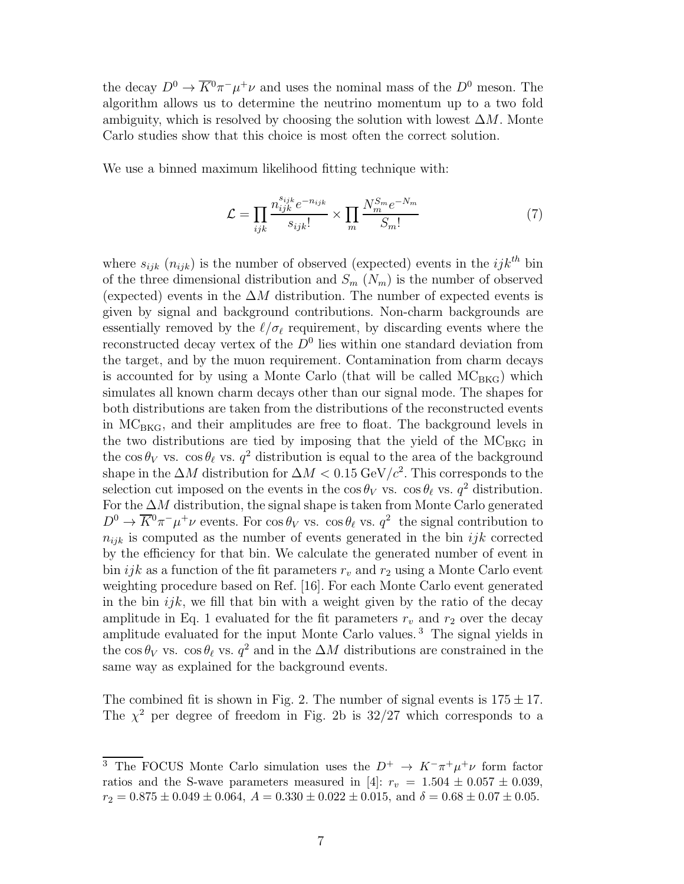the decay $D^0 \to \overline{K}^0\pi^-\mu^+\nu$ and uses the nominal mass of the $D^0$ meson. The algorithm allows us to determine the neutrino momentum up to a two fold ambiguity, which is resolved by choosing the solution with lowest $\Delta M$. Monte Carlo studies show that this choice is most often the correct solution.

We use a binned maximum likelihood fitting technique with:

$$\mathcal{L} = \prod_{ijk} \frac{n_{ijk}^{s_{ijk}} e^{-n_{ijk}}}{s_{ijk}!} \times \prod_{m} \frac{N_m^{S_m} e^{-N_m}}{S_m!} \tag{7}$$

where $s_{ijk}$ ($n_{ijk}$) is the number of observed (expected) events in the $ijk^{th}$ bin of the three dimensional distribution and $S_m$ ($N_m$) is the number of observed (expected) events in the $\Delta M$ distribution. The number of expected events is given by signal and background contributions. Non-charm backgrounds are essentially removed by the $\ell/\sigma_\ell$ requirement, by discarding events where the reconstructed decay vertex of the $D^0$ lies within one standard deviation from the target, and by the muon requirement. Contamination from charm decays is accounted for by using a Monte Carlo (that will be called $\mathrm{MC_{BKG}}$) which simulates all known charm decays other than our signal mode. The shapes for both distributions are taken from the distributions of the reconstructed events in $\mathrm{MC_{BKG}}$, and their amplitudes are free to float. The background levels in the two distributions are tied by imposing that the yield of the $\mathrm{MC_{BKG}}$ in the $\cos\theta_V$ vs. $\cos\theta_\ell$ vs. $q^2$ distribution is equal to the area of the background shape in the $\Delta M$ distribution for $\Delta M < 0.15$ GeV/$c^2$. This corresponds to the selection cut imposed on the events in the $\cos\theta_V$ vs. $\cos\theta_\ell$ vs. $q^2$ distribution. For the $\Delta M$ distribution, the signal shape is taken from Monte Carlo generated $D^0 \to \overline{K}^0\pi^-\mu^+\nu$ events. For $\cos\theta_V$ vs. $\cos\theta_\ell$ vs. $q^2$ the signal contribution to $n_{ijk}$ is computed as the number of events generated in the bin $ijk$ corrected by the efficiency for that bin. We calculate the generated number of event in bin $ijk$ as a function of the fit parameters $r_v$ and $r_2$ using a Monte Carlo event weighting procedure based on Ref. [16]. For each Monte Carlo event generated in the bin $ijk$, we fill that bin with a weight given by the ratio of the decay amplitude in Eq. 1 evaluated for the fit parameters $r_v$ and $r_2$ over the decay amplitude evaluated for the input Monte Carlo values. [3] The signal yields in the $\cos\theta_V$ vs. $\cos\theta_\ell$ vs. $q^2$ and in the $\Delta M$ distributions are constrained in the same way as explained for the background events.

The combined fit is shown in Fig. 2. The number of signal events is $175 \pm 17$. The $\chi^2$ per degree of freedom in Fig. 2b is 32/27 which corresponds to a

[3] The FOCUS Monte Carlo simulation uses the $D^+ \to K^-\pi^+\mu^+\nu$ form factor ratios and the S-wave parameters measured in [4]: $r_v = 1.504 \pm 0.057 \pm 0.039$, $r_2 = 0.875 \pm 0.049 \pm 0.064$, $A = 0.330 \pm 0.022 \pm 0.015$, and $\delta = 0.68 \pm 0.07 \pm 0.05$.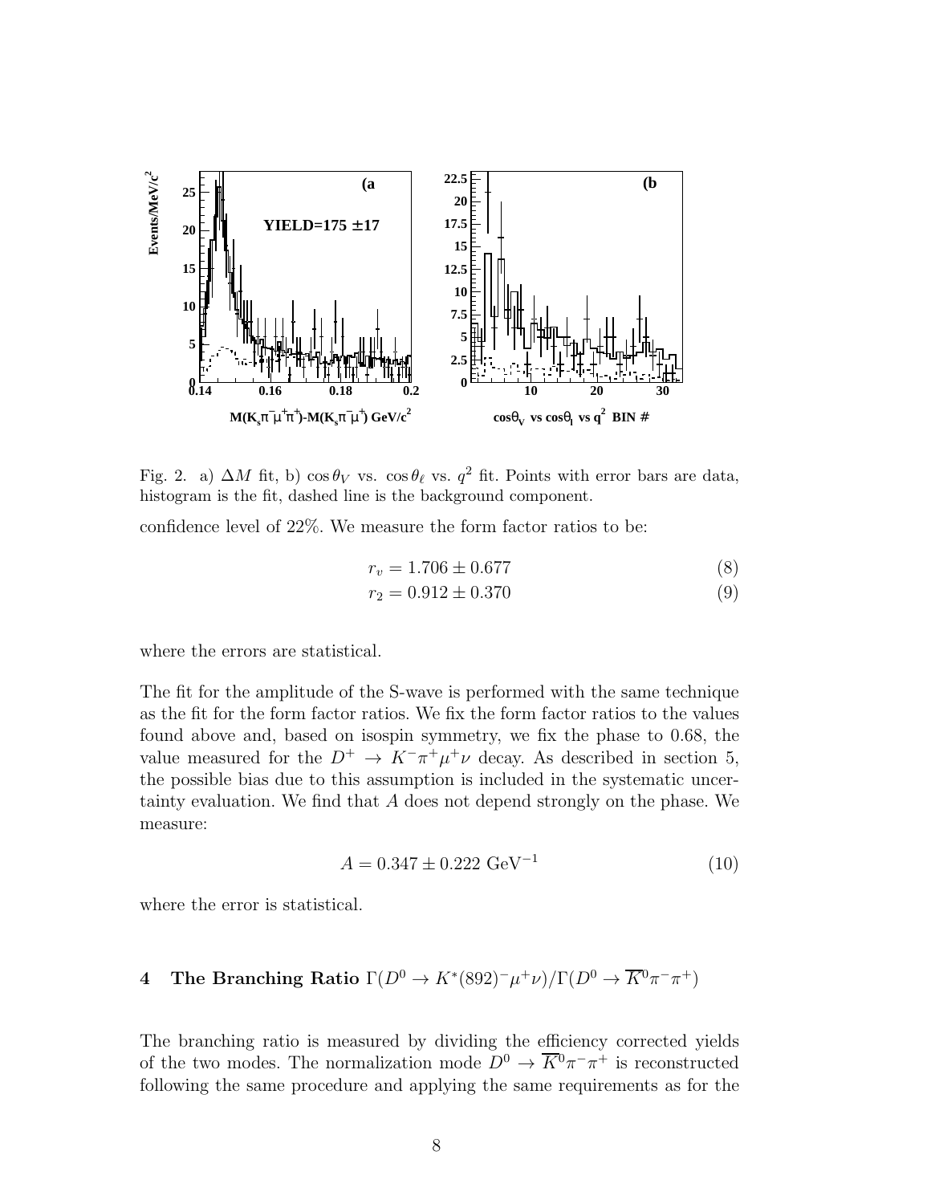Fig. 2. a) $\Delta M$ fit, b) $\cos\theta_V$ vs. $\cos\theta_\ell$ vs. $q^2$ fit. Points with error bars are data, histogram is the fit, dashed line is the background component.

confidence level of 22%. We measure the form factor ratios to be:

$$r_v = 1.706 \pm 0.677 \tag{8}$$

$$r_2 = 0.912 \pm 0.370 \tag{9}$$

where the errors are statistical.

The fit for the amplitude of the S-wave is performed with the same technique as the fit for the form factor ratios. We fix the form factor ratios to the values found above and, based on isospin symmetry, we fix the phase to 0.68, the value measured for the $D^+ \to K^-\pi^+\mu^+\nu$ decay. As described in section 5, the possible bias due to this assumption is included in the systematic uncertainty evaluation. We find that $A$ does not depend strongly on the phase. We measure:

$$A = 0.347 \pm 0.222 \text{ GeV}^{-1} \tag{10}$$

where the error is statistical.

## 4 The Branching Ratio $\Gamma(D^0 \to K^*(892)^-\mu^+\nu)/\Gamma(D^0 \to \overline{K}^0\pi^-\pi^+)$

The branching ratio is measured by dividing the efficiency corrected yields of the two modes. The normalization mode $D^0 \to \overline{K}^0\pi^-\pi^+$ is reconstructed following the same procedure and applying the same requirements as for the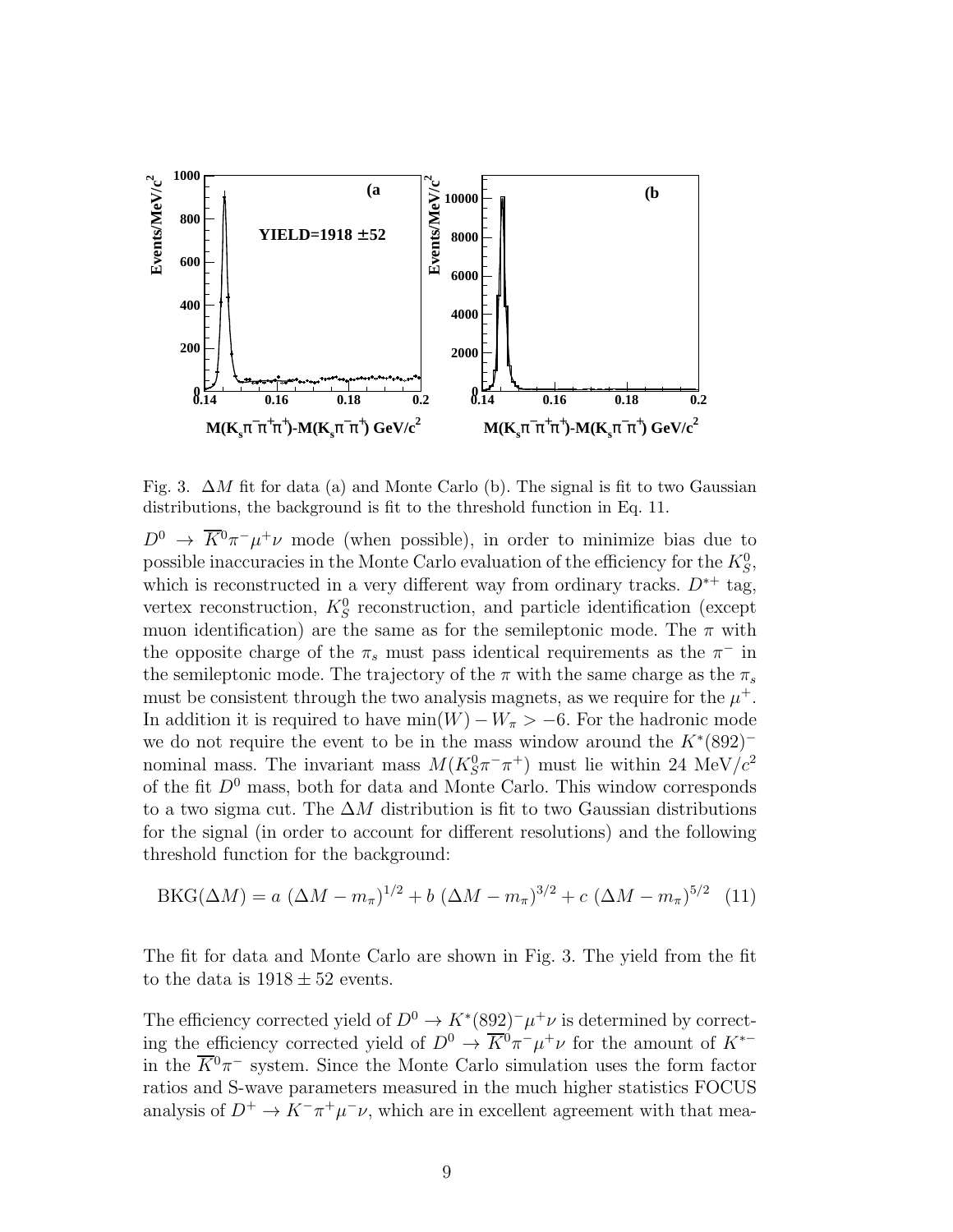Fig. 3. $\Delta M$ fit for data (a) and Monte Carlo (b). The signal is fit to two Gaussian distributions, the background is fit to the threshold function in Eq. 11.

$D^0 \to \overline{K}^0\pi^-\mu^+\nu$ mode (when possible), in order to minimize bias due to possible inaccuracies in the Monte Carlo evaluation of the efficiency for the $K^0_S$, which is reconstructed in a very different way from ordinary tracks. $D^{*+}$ tag, vertex reconstruction, $K^0_S$ reconstruction, and particle identification (except muon identification) are the same as for the semileptonic mode. The $\pi$ with the opposite charge of the $\pi_s$ must pass identical requirements as the $\pi^-$ in the semileptonic mode. The trajectory of the $\pi$ with the same charge as the $\pi_s$ must be consistent through the two analysis magnets, as we require for the $\mu^+$. In addition it is required to have $\min(W) - W_\pi > -6$. For the hadronic mode we do not require the event to be in the mass window around the $K^*(892)^-$ nominal mass. The invariant mass $M(K^0_S\pi^-\pi^+)$ must lie within 24 MeV/$c^2$ of the fit $D^0$ mass, both for data and Monte Carlo. This window corresponds to a two sigma cut. The $\Delta M$ distribution is fit to two Gaussian distributions for the signal (in order to account for different resolutions) and the following threshold function for the background:

$$\text{BKG}(\Delta M) = a\ (\Delta M - m_\pi)^{1/2} + b\ (\Delta M - m_\pi)^{3/2} + c\ (\Delta M - m_\pi)^{5/2} \quad (11)$$

The fit for data and Monte Carlo are shown in Fig. 3. The yield from the fit to the data is $1918 \pm 52$ events.

The efficiency corrected yield of $D^0 \to K^*(892)^-\mu^+\nu$ is determined by correcting the efficiency corrected yield of $D^0 \to \overline{K}^0\pi^-\mu^+\nu$ for the amount of $K^{*-}$ in the $\overline{K}^0\pi^-$ system. Since the Monte Carlo simulation uses the form factor ratios and S-wave parameters measured in the much higher statistics FOCUS analysis of $D^+ \to K^-\pi^+\mu^-\nu$, which are in excellent agreement with that mea-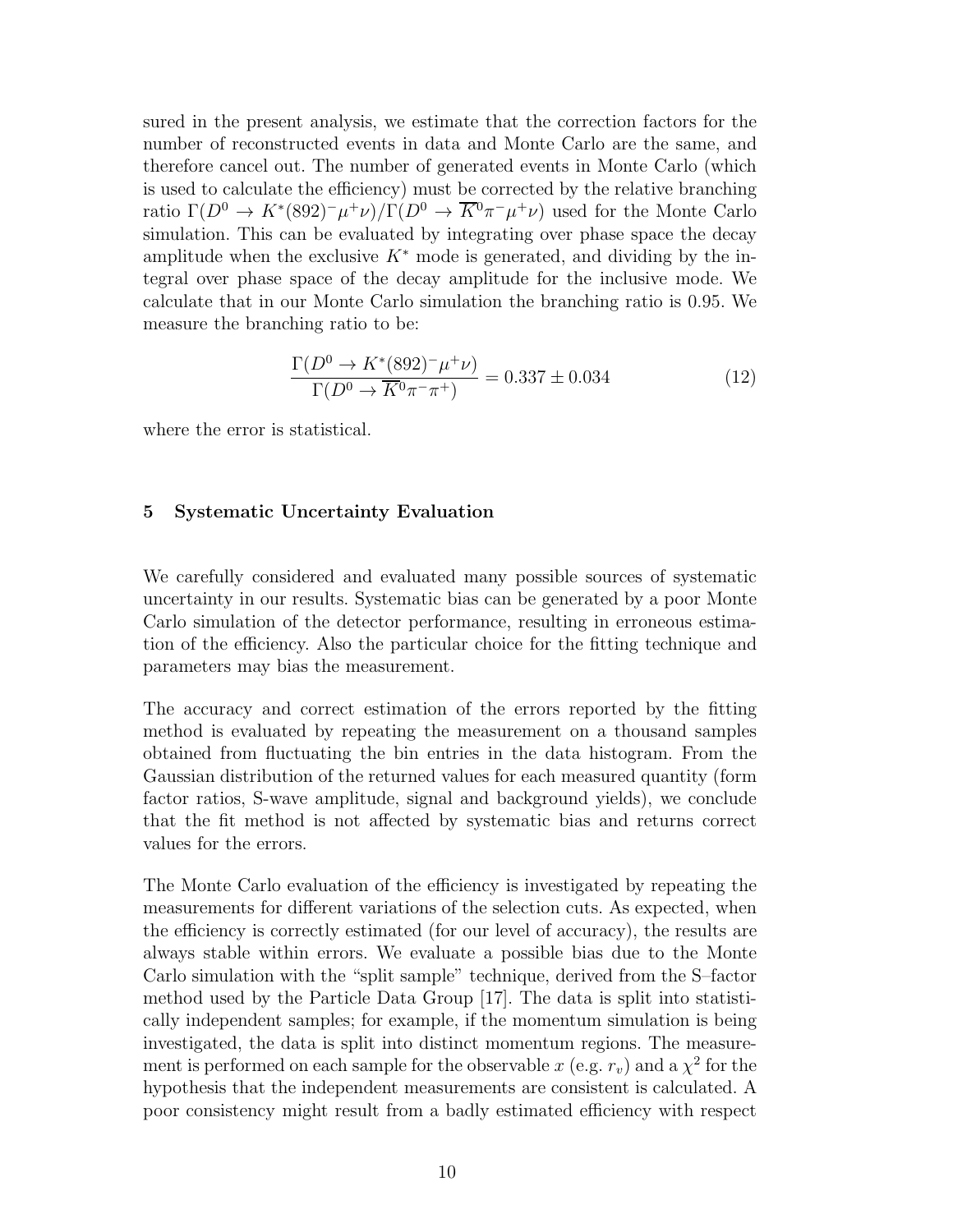sured in the present analysis, we estimate that the correction factors for the number of reconstructed events in data and Monte Carlo are the same, and therefore cancel out. The number of generated events in Monte Carlo (which is used to calculate the efficiency) must be corrected by the relative branching ratio $\Gamma(D^0 \to K^*(892)^- \mu^+ \nu)/\Gamma(D^0 \to \overline{K}^0 \pi^- \mu^+ \nu)$ used for the Monte Carlo simulation. This can be evaluated by integrating over phase space the decay amplitude when the exclusive $K^*$ mode is generated, and dividing by the integral over phase space of the decay amplitude for the inclusive mode. We calculate that in our Monte Carlo simulation the branching ratio is 0.95. We measure the branching ratio to be:

$$\frac{\Gamma(D^0 \to K^*(892)^- \mu^+ \nu)}{\Gamma(D^0 \to \overline{K}^0 \pi^- \pi^+)} = 0.337 \pm 0.034 \tag{12}$$

where the error is statistical.

## 5 Systematic Uncertainty Evaluation

We carefully considered and evaluated many possible sources of systematic uncertainty in our results. Systematic bias can be generated by a poor Monte Carlo simulation of the detector performance, resulting in erroneous estimation of the efficiency. Also the particular choice for the fitting technique and parameters may bias the measurement.

The accuracy and correct estimation of the errors reported by the fitting method is evaluated by repeating the measurement on a thousand samples obtained from fluctuating the bin entries in the data histogram. From the Gaussian distribution of the returned values for each measured quantity (form factor ratios, S-wave amplitude, signal and background yields), we conclude that the fit method is not affected by systematic bias and returns correct values for the errors.

The Monte Carlo evaluation of the efficiency is investigated by repeating the measurements for different variations of the selection cuts. As expected, when the efficiency is correctly estimated (for our level of accuracy), the results are always stable within errors. We evaluate a possible bias due to the Monte Carlo simulation with the "split sample" technique, derived from the S–factor method used by the Particle Data Group [17]. The data is split into statistically independent samples; for example, if the momentum simulation is being investigated, the data is split into distinct momentum regions. The measurement is performed on each sample for the observable $x$ (e.g. $r_v$) and a $\chi^2$ for the hypothesis that the independent measurements are consistent is calculated. A poor consistency might result from a badly estimated efficiency with respect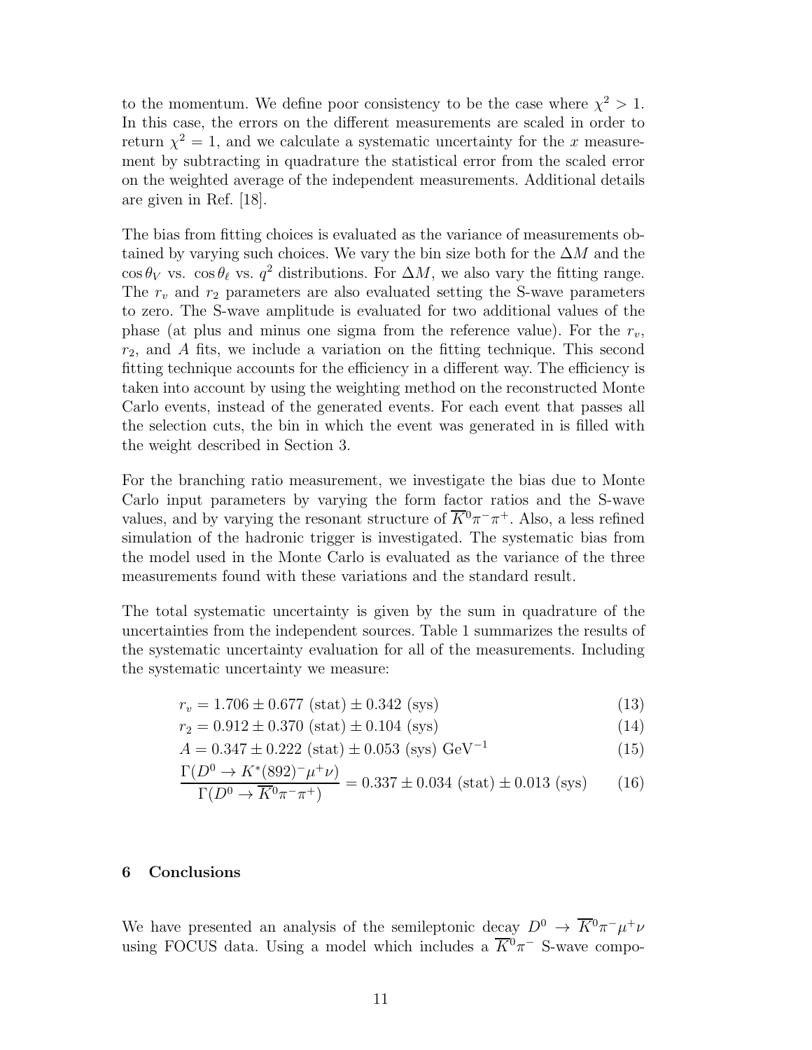to the momentum. We define poor consistency to be the case where $\chi^2 > 1$. In this case, the errors on the different measurements are scaled in order to return $\chi^2 = 1$, and we calculate a systematic uncertainty for the $x$ measurement by subtracting in quadrature the statistical error from the scaled error on the weighted average of the independent measurements. Additional details are given in Ref. [18].

The bias from fitting choices is evaluated as the variance of measurements obtained by varying such choices. We vary the bin size both for the $\Delta M$ and the $\cos\theta_V$ vs. $\cos\theta_\ell$ vs. $q^2$ distributions. For $\Delta M$, we also vary the fitting range. The $r_v$ and $r_2$ parameters are also evaluated setting the S-wave parameters to zero. The S-wave amplitude is evaluated for two additional values of the phase (at plus and minus one sigma from the reference value). For the $r_v$, $r_2$, and $A$ fits, we include a variation on the fitting technique. This second fitting technique accounts for the efficiency in a different way. The efficiency is taken into account by using the weighting method on the reconstructed Monte Carlo events, instead of the generated events. For each event that passes all the selection cuts, the bin in which the event was generated in is filled with the weight described in Section 3.

For the branching ratio measurement, we investigate the bias due to Monte Carlo input parameters by varying the form factor ratios and the S-wave values, and by varying the resonant structure of $\overline{K}^0\pi^-\pi^+$. Also, a less refined simulation of the hadronic trigger is investigated. The systematic bias from the model used in the Monte Carlo is evaluated as the variance of the three measurements found with these variations and the standard result.

The total systematic uncertainty is given by the sum in quadrature of the uncertainties from the independent sources. Table 1 summarizes the results of the systematic uncertainty evaluation for all of the measurements. Including the systematic uncertainty we measure:

$$r_v = 1.706 \pm 0.677 \text{ (stat)} \pm 0.342 \text{ (sys)} \tag{13}$$

$$r_2 = 0.912 \pm 0.370 \text{ (stat)} \pm 0.104 \text{ (sys)} \tag{14}$$

$$A = 0.347 \pm 0.222 \text{ (stat)} \pm 0.053 \text{ (sys) GeV}^{-1} \tag{15}$$

$$\frac{\Gamma(D^0 \to K^*(892)^-\mu^+\nu)}{\Gamma(D^0 \to \overline{K}^0\pi^-\pi^+)} = 0.337 \pm 0.034 \text{ (stat)} \pm 0.013 \text{ (sys)} \tag{16}$$

## 6 Conclusions

We have presented an analysis of the semileptonic decay $D^0 \to \overline{K}^0\pi^-\mu^+\nu$ using FOCUS data. Using a model which includes a $\overline{K}^0\pi^-$ S-wave compo-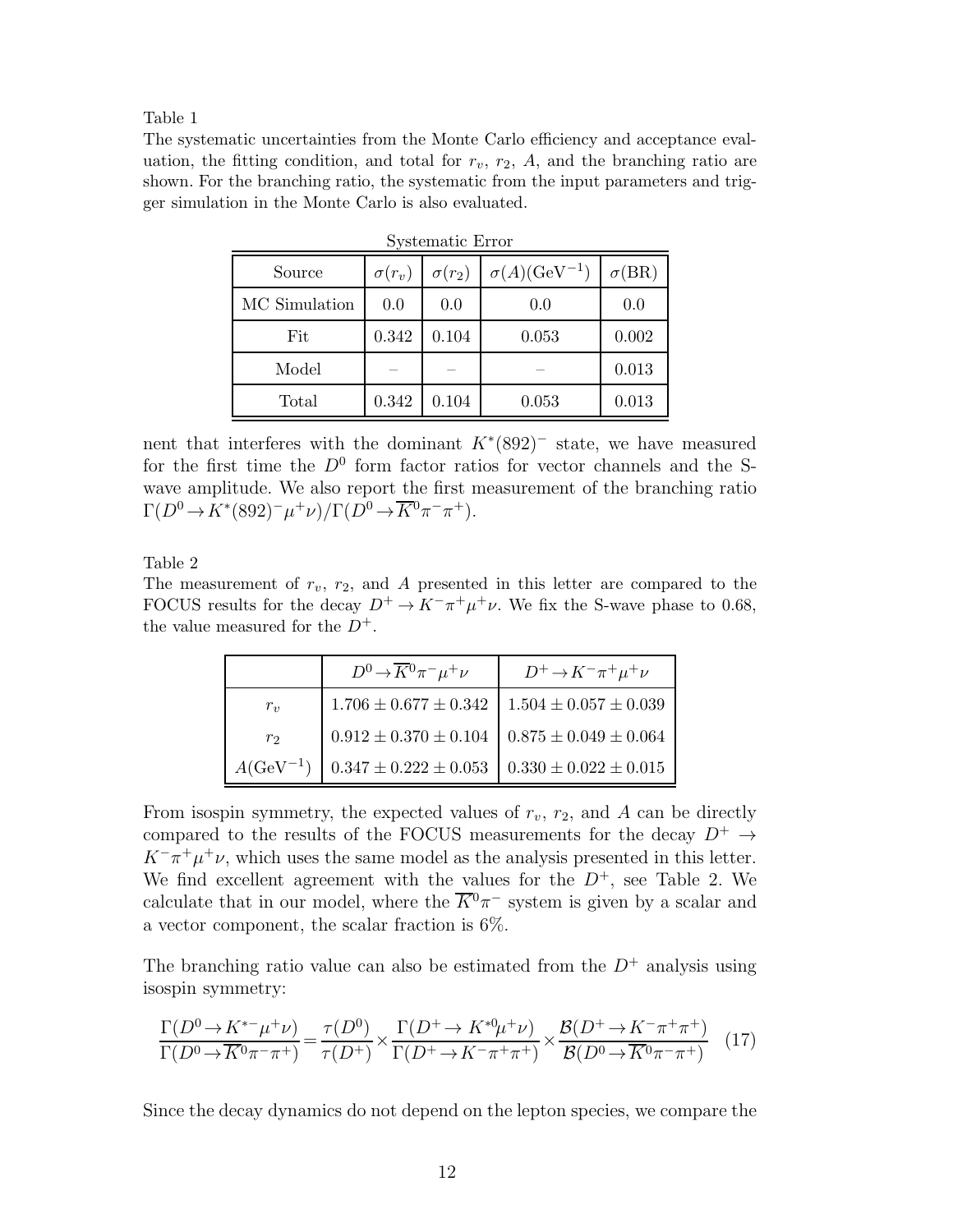Table 1

The systematic uncertainties from the Monte Carlo efficiency and acceptance evaluation, the fitting condition, and total for $r_v$, $r_2$, $A$, and the branching ratio are shown. For the branching ratio, the systematic from the input parameters and trigger simulation in the Monte Carlo is also evaluated.

Systematic Error

| Source | $\sigma(r_v)$ | $\sigma(r_2)$ | $\sigma(A)(\text{GeV}^{-1})$ | $\sigma(\text{BR})$ |
|---|---|---|---|---|
| MC Simulation | 0.0 | 0.0 | 0.0 | 0.0 |
| Fit | 0.342 | 0.104 | 0.053 | 0.002 |
| Model | – | – | – | 0.013 |
| Total | 0.342 | 0.104 | 0.053 | 0.013 |

nent that interferes with the dominant $K^*(892)^-$ state, we have measured for the first time the $D^0$ form factor ratios for vector channels and the S-wave amplitude. We also report the first measurement of the branching ratio $\Gamma(D^0 \to K^*(892)^- \mu^+ \nu)/\Gamma(D^0 \to \overline{K}^0 \pi^- \pi^+)$.

Table 2

The measurement of $r_v$, $r_2$, and $A$ presented in this letter are compared to the FOCUS results for the decay $D^+ \to K^- \pi^+ \mu^+ \nu$. We fix the S-wave phase to 0.68, the value measured for the $D^+$.

| | $D^0 \to \overline{K}^0 \pi^- \mu^+ \nu$ | $D^+ \to K^- \pi^+ \mu^+ \nu$ |
|---|---|---|
| $r_v$ | $1.706 \pm 0.677 \pm 0.342$ | $1.504 \pm 0.057 \pm 0.039$ |
| $r_2$ | $0.912 \pm 0.370 \pm 0.104$ | $0.875 \pm 0.049 \pm 0.064$ |
| $A(\text{GeV}^{-1})$ | $0.347 \pm 0.222 \pm 0.053$ | $0.330 \pm 0.022 \pm 0.015$ |

From isospin symmetry, the expected values of $r_v$, $r_2$, and $A$ can be directly compared to the results of the FOCUS measurements for the decay $D^+ \to K^- \pi^+ \mu^+ \nu$, which uses the same model as the analysis presented in this letter. We find excellent agreement with the values for the $D^+$, see Table 2. We calculate that in our model, where the $\overline{K}^0 \pi^-$ system is given by a scalar and a vector component, the scalar fraction is 6%.

The branching ratio value can also be estimated from the $D^+$ analysis using isospin symmetry:

$$\frac{\Gamma(D^0 \to K^{*-} \mu^+ \nu)}{\Gamma(D^0 \to \overline{K}^0 \pi^- \pi^+)} = \frac{\tau(D^0)}{\tau(D^+)} \times \frac{\Gamma(D^+ \to K^{*0} \mu^+ \nu)}{\Gamma(D^+ \to K^- \pi^+ \pi^+)} \times \frac{\mathcal{B}(D^+ \to K^- \pi^+ \pi^+)}{\mathcal{B}(D^0 \to \overline{K}^0 \pi^- \pi^+)} \quad (17)$$

Since the decay dynamics do not depend on the lepton species, we compare the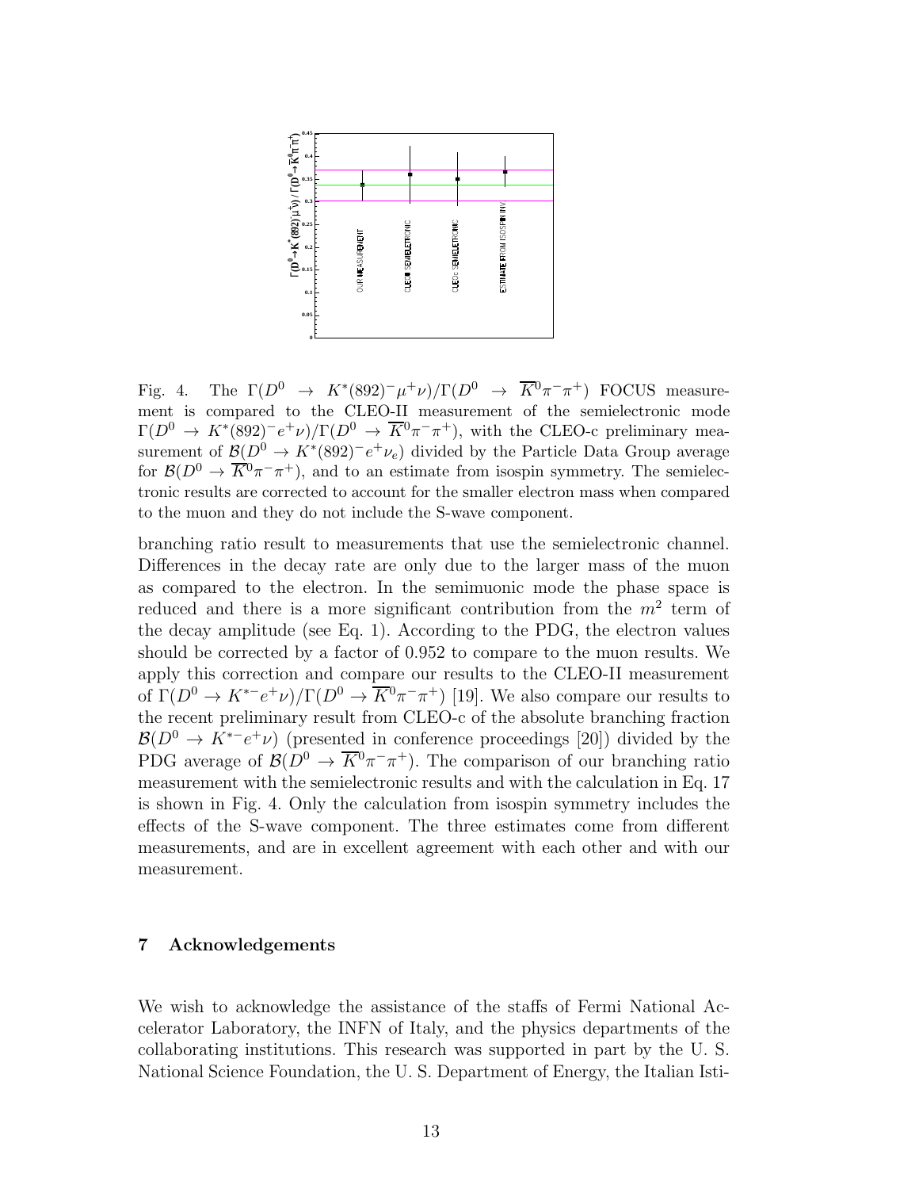Fig. 4. The $\Gamma(D^0 \rightarrow K^*(892)^-\mu^+\nu)/\Gamma(D^0 \rightarrow \overline{K}^0\pi^-\pi^+)$ FOCUS measurement is compared to the CLEO-II measurement of the semielectronic mode $\Gamma(D^0 \rightarrow K^*(892)^-e^+\nu)/\Gamma(D^0 \rightarrow \overline{K}^0\pi^-\pi^+)$, with the CLEO-c preliminary measurement of $\mathcal{B}(D^0 \rightarrow K^*(892)^-e^+\nu_e)$ divided by the Particle Data Group average for $\mathcal{B}(D^0 \rightarrow \overline{K}^0\pi^-\pi^+)$, and to an estimate from isospin symmetry. The semielectronic results are corrected to account for the smaller electron mass when compared to the muon and they do not include the S-wave component.

branching ratio result to measurements that use the semielectronic channel. Differences in the decay rate are only due to the larger mass of the muon as compared to the electron. In the semimuonic mode the phase space is reduced and there is a more significant contribution from the $m^2$ term of the decay amplitude (see Eq. 1). According to the PDG, the electron values should be corrected by a factor of 0.952 to compare to the muon results. We apply this correction and compare our results to the CLEO-II measurement of $\Gamma(D^0 \rightarrow K^{*-}e^+\nu)/\Gamma(D^0 \rightarrow \overline{K}^0\pi^-\pi^+)$ [19]. We also compare our results to the recent preliminary result from CLEO-c of the absolute branching fraction $\mathcal{B}(D^0 \rightarrow K^{*-}e^+\nu)$ (presented in conference proceedings [20]) divided by the PDG average of $\mathcal{B}(D^0 \rightarrow \overline{K}^0\pi^-\pi^+)$. The comparison of our branching ratio measurement with the semielectronic results and with the calculation in Eq. 17 is shown in Fig. 4. Only the calculation from isospin symmetry includes the effects of the S-wave component. The three estimates come from different measurements, and are in excellent agreement with each other and with our measurement.

## 7 Acknowledgements

We wish to acknowledge the assistance of the staffs of Fermi National Accelerator Laboratory, the INFN of Italy, and the physics departments of the collaborating institutions. This research was supported in part by the U. S. National Science Foundation, the U. S. Department of Energy, the Italian Isti-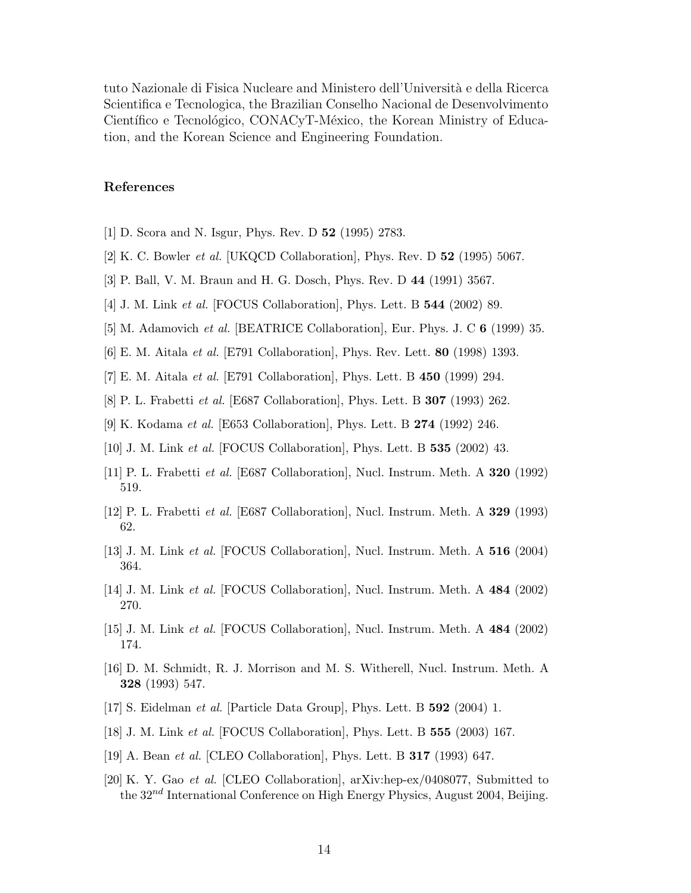tuto Nazionale di Fisica Nucleare and Ministero dell'Università e della Ricerca Scientifica e Tecnologica, the Brazilian Conselho Nacional de Desenvolvimento Científico e Tecnológico, CONACyT-México, the Korean Ministry of Education, and the Korean Science and Engineering Foundation.

### References

[1] D. Scora and N. Isgur, Phys. Rev. D **52** (1995) 2783.

[2] K. C. Bowler *et al.* [UKQCD Collaboration], Phys. Rev. D **52** (1995) 5067.

[3] P. Ball, V. M. Braun and H. G. Dosch, Phys. Rev. D **44** (1991) 3567.

[4] J. M. Link *et al.* [FOCUS Collaboration], Phys. Lett. B **544** (2002) 89.

[5] M. Adamovich *et al.* [BEATRICE Collaboration], Eur. Phys. J. C **6** (1999) 35.

[6] E. M. Aitala *et al.* [E791 Collaboration], Phys. Rev. Lett. **80** (1998) 1393.

[7] E. M. Aitala *et al.* [E791 Collaboration], Phys. Lett. B **450** (1999) 294.

[8] P. L. Frabetti *et al.* [E687 Collaboration], Phys. Lett. B **307** (1993) 262.

[9] K. Kodama *et al.* [E653 Collaboration], Phys. Lett. B **274** (1992) 246.

[10] J. M. Link *et al.* [FOCUS Collaboration], Phys. Lett. B **535** (2002) 43.

[11] P. L. Frabetti *et al.* [E687 Collaboration], Nucl. Instrum. Meth. A **320** (1992) 519.

[12] P. L. Frabetti *et al.* [E687 Collaboration], Nucl. Instrum. Meth. A **329** (1993) 62.

[13] J. M. Link *et al.* [FOCUS Collaboration], Nucl. Instrum. Meth. A **516** (2004) 364.

[14] J. M. Link *et al.* [FOCUS Collaboration], Nucl. Instrum. Meth. A **484** (2002) 270.

[15] J. M. Link *et al.* [FOCUS Collaboration], Nucl. Instrum. Meth. A **484** (2002) 174.

[16] D. M. Schmidt, R. J. Morrison and M. S. Witherell, Nucl. Instrum. Meth. A **328** (1993) 547.

[17] S. Eidelman *et al.* [Particle Data Group], Phys. Lett. B **592** (2004) 1.

[18] J. M. Link *et al.* [FOCUS Collaboration], Phys. Lett. B **555** (2003) 167.

[19] A. Bean *et al.* [CLEO Collaboration], Phys. Lett. B **317** (1993) 647.

[20] K. Y. Gao *et al.* [CLEO Collaboration], arXiv:hep-ex/0408077, Submitted to the $32^{nd}$ International Conference on High Energy Physics, August 2004, Beijing.